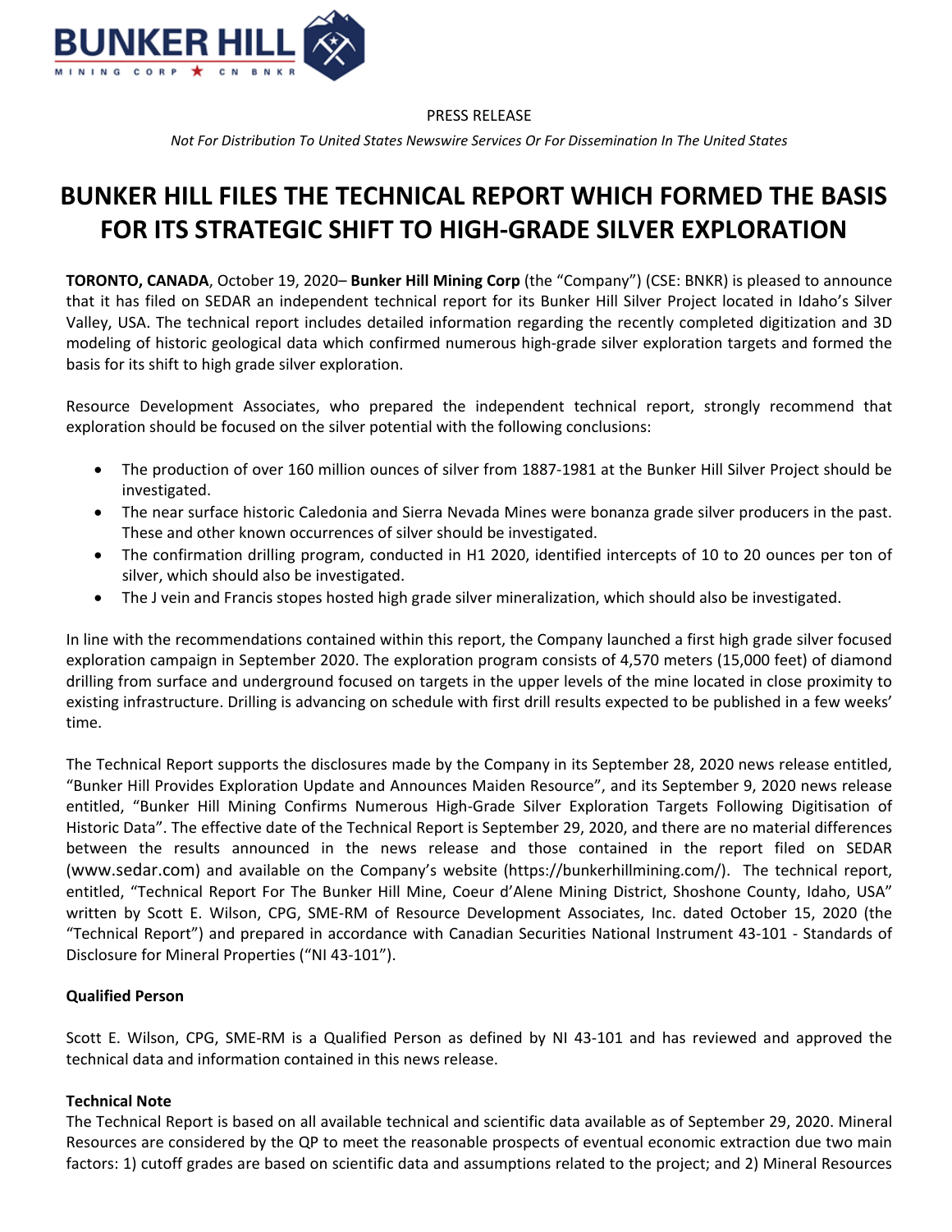PRESS RELEASE

*Not For Distribution To United States Newswire Services Or For Dissemination In The United States*

# BUNKER HILL FILES THE TECHNICAL REPORT WHICH FORMED THE BASIS FOR ITS STRATEGIC SHIFT TO HIGH-GRADE SILVER EXPLORATION

**TORONTO, CANADA**, October 19, 2020– **Bunker Hill Mining Corp** (the "Company") (CSE: BNKR) is pleased to announce that it has filed on SEDAR an independent technical report for its Bunker Hill Silver Project located in Idaho's Silver Valley, USA. The technical report includes detailed information regarding the recently completed digitization and 3D modeling of historic geological data which confirmed numerous high-grade silver exploration targets and formed the basis for its shift to high grade silver exploration.

Resource Development Associates, who prepared the independent technical report, strongly recommend that exploration should be focused on the silver potential with the following conclusions:

- The production of over 160 million ounces of silver from 1887-1981 at the Bunker Hill Silver Project should be investigated.
- The near surface historic Caledonia and Sierra Nevada Mines were bonanza grade silver producers in the past. These and other known occurrences of silver should be investigated.
- The confirmation drilling program, conducted in H1 2020, identified intercepts of 10 to 20 ounces per ton of silver, which should also be investigated.
- The J vein and Francis stopes hosted high grade silver mineralization, which should also be investigated.

In line with the recommendations contained within this report, the Company launched a first high grade silver focused exploration campaign in September 2020. The exploration program consists of 4,570 meters (15,000 feet) of diamond drilling from surface and underground focused on targets in the upper levels of the mine located in close proximity to existing infrastructure. Drilling is advancing on schedule with first drill results expected to be published in a few weeks' time.

The Technical Report supports the disclosures made by the Company in its September 28, 2020 news release entitled, "Bunker Hill Provides Exploration Update and Announces Maiden Resource", and its September 9, 2020 news release entitled, "Bunker Hill Mining Confirms Numerous High-Grade Silver Exploration Targets Following Digitisation of Historic Data". The effective date of the Technical Report is September 29, 2020, and there are no material differences between the results announced in the news release and those contained in the report filed on SEDAR (www.sedar.com) and available on the Company's website (https://bunkerhillmining.com/). The technical report, entitled, "Technical Report For The Bunker Hill Mine, Coeur d'Alene Mining District, Shoshone County, Idaho, USA" written by Scott E. Wilson, CPG, SME-RM of Resource Development Associates, Inc. dated October 15, 2020 (the "Technical Report") and prepared in accordance with Canadian Securities National Instrument 43-101 - Standards of Disclosure for Mineral Properties ("NI 43-101").

**Qualified Person**

Scott E. Wilson, CPG, SME-RM is a Qualified Person as defined by NI 43-101 and has reviewed and approved the technical data and information contained in this news release.

**Technical Note**

The Technical Report is based on all available technical and scientific data available as of September 29, 2020. Mineral Resources are considered by the QP to meet the reasonable prospects of eventual economic extraction due two main factors: 1) cutoff grades are based on scientific data and assumptions related to the project; and 2) Mineral Resources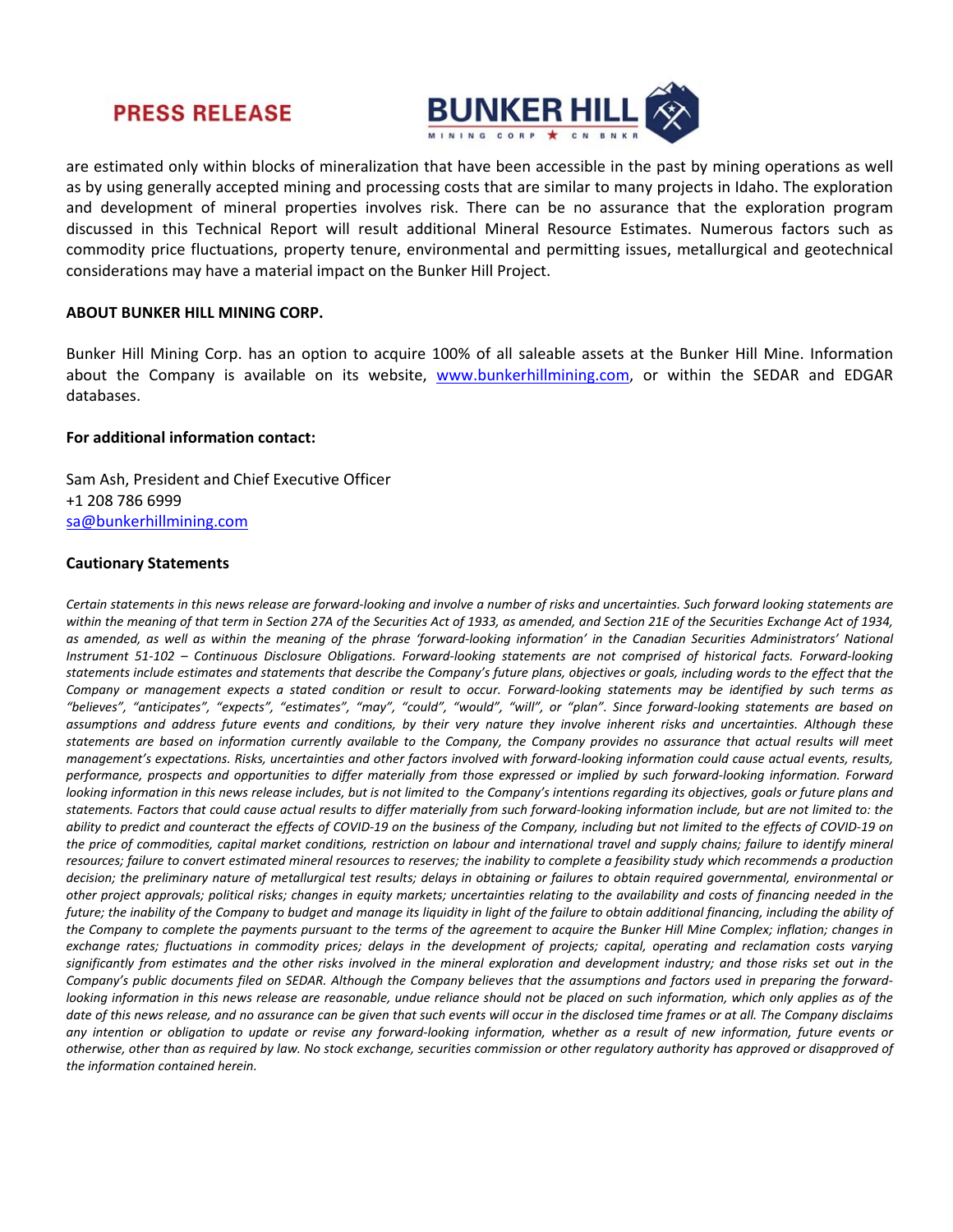are estimated only within blocks of mineralization that have been accessible in the past by mining operations as well as by using generally accepted mining and processing costs that are similar to many projects in Idaho. The exploration and development of mineral properties involves risk. There can be no assurance that the exploration program discussed in this Technical Report will result additional Mineral Resource Estimates. Numerous factors such as commodity price fluctuations, property tenure, environmental and permitting issues, metallurgical and geotechnical considerations may have a material impact on the Bunker Hill Project.

**ABOUT BUNKER HILL MINING CORP.**

Bunker Hill Mining Corp. has an option to acquire 100% of all saleable assets at the Bunker Hill Mine. Information about the Company is available on its website, www.bunkerhillmining.com, or within the SEDAR and EDGAR databases.

**For additional information contact:**

Sam Ash, President and Chief Executive Officer
+1 208 786 6999
sa@bunkerhillmining.com

**Cautionary Statements**

*Certain statements in this news release are forward-looking and involve a number of risks and uncertainties. Such forward looking statements are within the meaning of that term in Section 27A of the Securities Act of 1933, as amended, and Section 21E of the Securities Exchange Act of 1934, as amended, as well as within the meaning of the phrase 'forward-looking information' in the Canadian Securities Administrators' National Instrument 51-102 – Continuous Disclosure Obligations. Forward-looking statements are not comprised of historical facts. Forward-looking statements include estimates and statements that describe the Company's future plans, objectives or goals, including words to the effect that the Company or management expects a stated condition or result to occur. Forward-looking statements may be identified by such terms as "believes", "anticipates", "expects", "estimates", "may", "could", "would", "will", or "plan". Since forward-looking statements are based on assumptions and address future events and conditions, by their very nature they involve inherent risks and uncertainties. Although these statements are based on information currently available to the Company, the Company provides no assurance that actual results will meet management's expectations. Risks, uncertainties and other factors involved with forward-looking information could cause actual events, results, performance, prospects and opportunities to differ materially from those expressed or implied by such forward-looking information. Forward looking information in this news release includes, but is not limited to the Company's intentions regarding its objectives, goals or future plans and statements. Factors that could cause actual results to differ materially from such forward-looking information include, but are not limited to: the ability to predict and counteract the effects of COVID-19 on the business of the Company, including but not limited to the effects of COVID-19 on the price of commodities, capital market conditions, restriction on labour and international travel and supply chains; failure to identify mineral resources; failure to convert estimated mineral resources to reserves; the inability to complete a feasibility study which recommends a production decision; the preliminary nature of metallurgical test results; delays in obtaining or failures to obtain required governmental, environmental or other project approvals; political risks; changes in equity markets; uncertainties relating to the availability and costs of financing needed in the future; the inability of the Company to budget and manage its liquidity in light of the failure to obtain additional financing, including the ability of the Company to complete the payments pursuant to the terms of the agreement to acquire the Bunker Hill Mine Complex; inflation; changes in exchange rates; fluctuations in commodity prices; delays in the development of projects; capital, operating and reclamation costs varying significantly from estimates and the other risks involved in the mineral exploration and development industry; and those risks set out in the Company's public documents filed on SEDAR. Although the Company believes that the assumptions and factors used in preparing the forward-looking information in this news release are reasonable, undue reliance should not be placed on such information, which only applies as of the date of this news release, and no assurance can be given that such events will occur in the disclosed time frames or at all. The Company disclaims any intention or obligation to update or revise any forward-looking information, whether as a result of new information, future events or otherwise, other than as required by law. No stock exchange, securities commission or other regulatory authority has approved or disapproved of the information contained herein.*